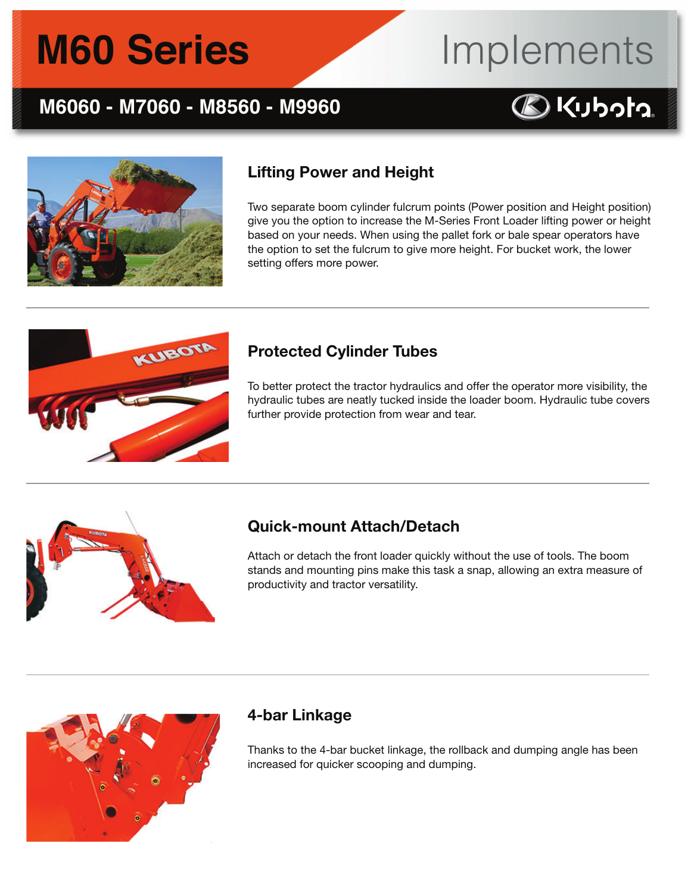# M60 Series

# Implements

## M6060 - M7060 - M8560 - M9960

Kubota

### Lifting Power and Height

Two separate boom cylinder fulcrum points (Power position and Height position) give you the option to increase the M-Series Front Loader lifting power or height based on your needs. When using the pallet fork or bale spear operators have the option to set the fulcrum to give more height. For bucket work, the lower setting offers more power.

---

### Protected Cylinder Tubes

To better protect the tractor hydraulics and offer the operator more visibility, the hydraulic tubes are neatly tucked inside the loader boom. Hydraulic tube covers further provide protection from wear and tear.

---

### Quick-mount Attach/Detach

Attach or detach the front loader quickly without the use of tools. The boom stands and mounting pins make this task a snap, allowing an extra measure of productivity and tractor versatility.

---

### 4-bar Linkage

Thanks to the 4-bar bucket linkage, the rollback and dumping angle has been increased for quicker scooping and dumping.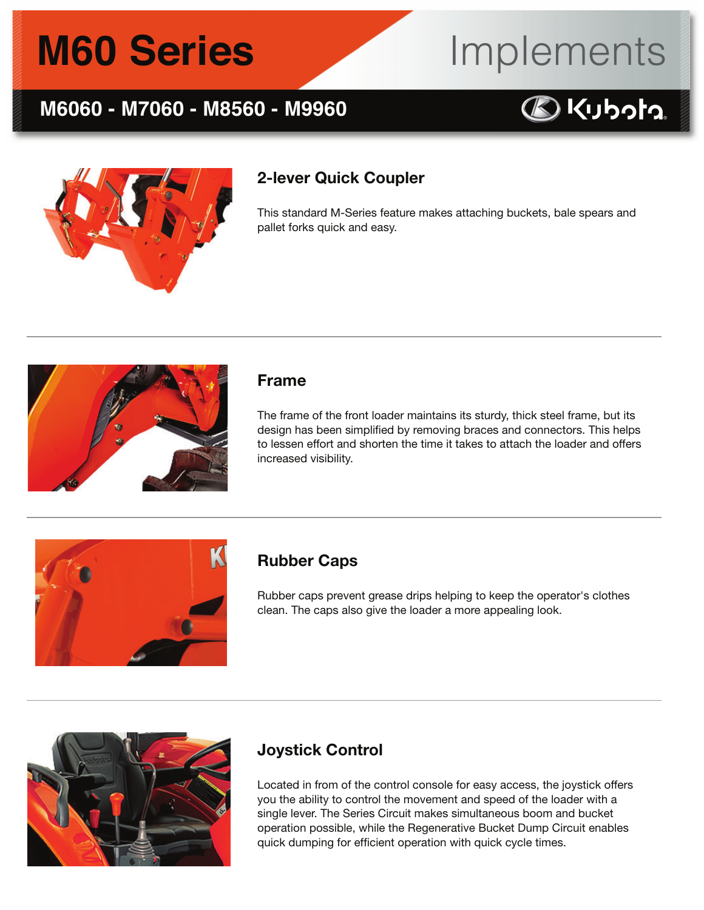# M60 Series

# Implements

## M6060 - M7060 - M8560 - M9960

### 2-lever Quick Coupler

This standard M-Series feature makes attaching buckets, bale spears and pallet forks quick and easy.

### Frame

The frame of the front loader maintains its sturdy, thick steel frame, but its design has been simplified by removing braces and connectors. This helps to lessen effort and shorten the time it takes to attach the loader and offers increased visibility.

### Rubber Caps

Rubber caps prevent grease drips helping to keep the operator's clothes clean. The caps also give the loader a more appealing look.

### Joystick Control

Located in from of the control console for easy access, the joystick offers you the ability to control the movement and speed of the loader with a single lever. The Series Circuit makes simultaneous boom and bucket operation possible, while the Regenerative Bucket Dump Circuit enables quick dumping for efficient operation with quick cycle times.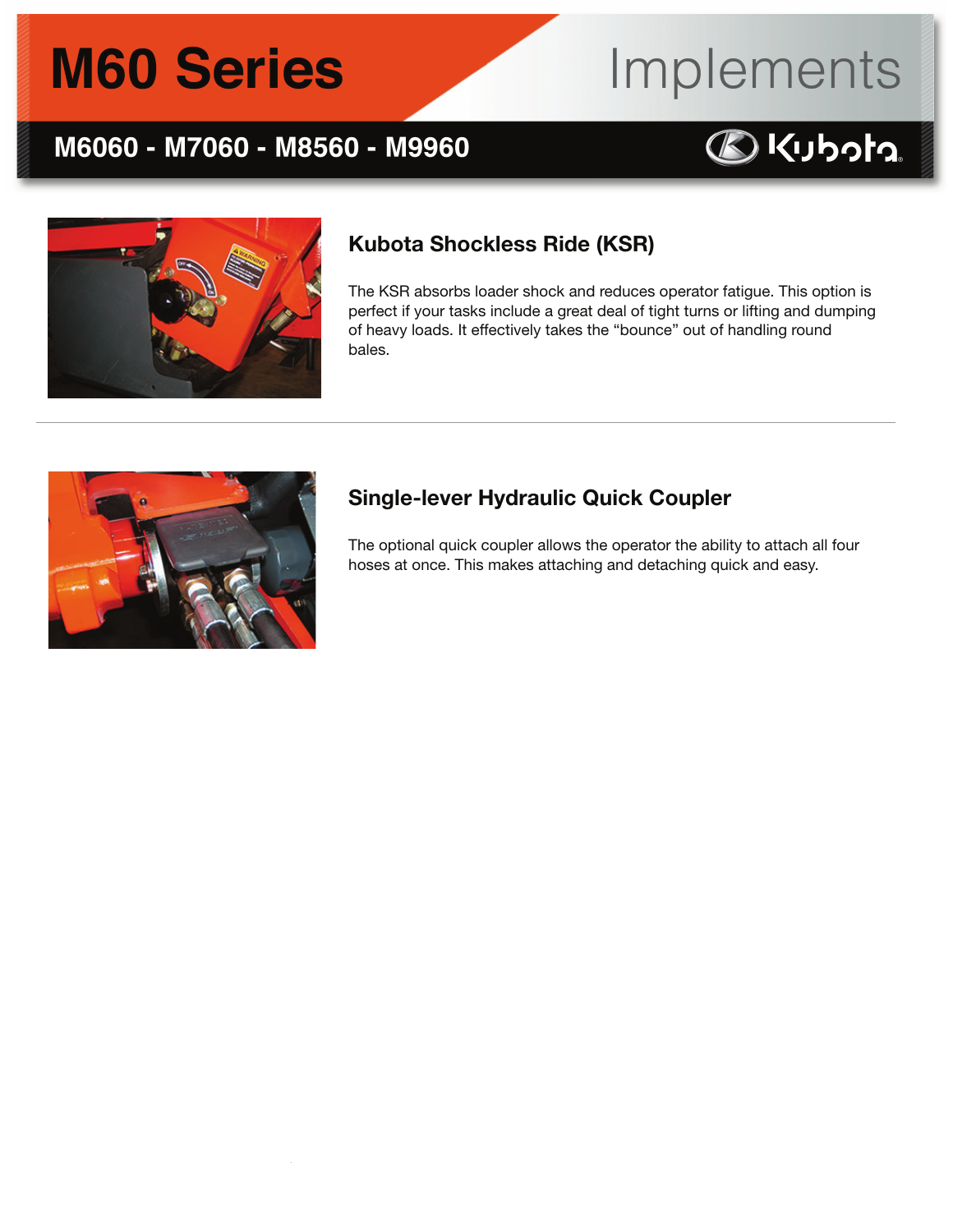# M60 Series

Implements

M6060 - M7060 - M8560 - M9960

## Kubota Shockless Ride (KSR)

The KSR absorbs loader shock and reduces operator fatigue. This option is perfect if your tasks include a great deal of tight turns or lifting and dumping of heavy loads. It effectively takes the “bounce” out of handling round bales.

---

## Single-lever Hydraulic Quick Coupler

The optional quick coupler allows the operator the ability to attach all four hoses at once. This makes attaching and detaching quick and easy.